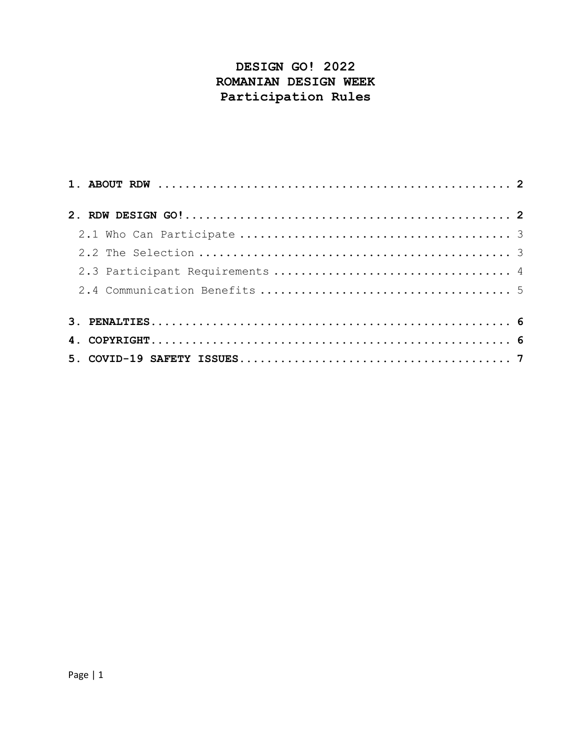# DESIGN GO! 2022
# ROMANIAN DESIGN WEEK
# Participation Rules

**1. ABOUT RDW** ..................................................... **2**

**2. RDW DESIGN GO!**..................................................... **2**

- 2.1 Who Can Participate ........................................ 3
- 2.2 The Selection .............................................. 3
- 2.3 Participant Requirements ................................... 4
- 2.4 Communication Benefits ..................................... 5

**3. PENALTIES**.......................................................... **6**

**4. COPYRIGHT**.......................................................... **6**

**5. COVID-19 SAFETY ISSUES**............................................. **7**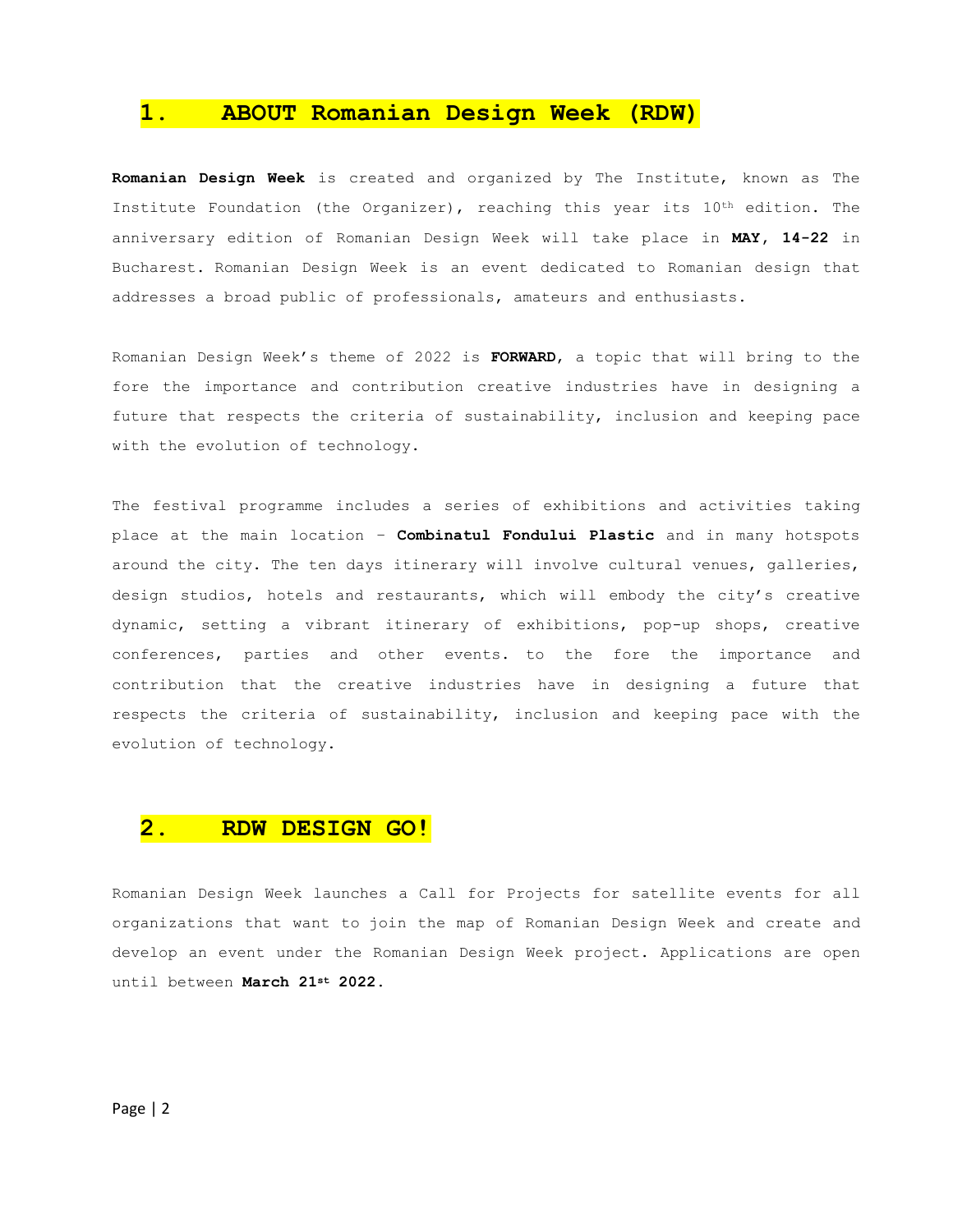## 1. ABOUT Romanian Design Week (RDW)

**Romanian Design Week** is created and organized by The Institute, known as The Institute Foundation (the Organizer), reaching this year its 10th edition. The anniversary edition of Romanian Design Week will take place in **MAY, 14-22** in Bucharest. Romanian Design Week is an event dedicated to Romanian design that addresses a broad public of professionals, amateurs and enthusiasts.

Romanian Design Week's theme of 2022 is **FORWARD**, a topic that will bring to the fore the importance and contribution creative industries have in designing a future that respects the criteria of sustainability, inclusion and keeping pace with the evolution of technology.

The festival programme includes a series of exhibitions and activities taking place at the main location – **Combinatul Fondului Plastic** and in many hotspots around the city. The ten days itinerary will involve cultural venues, galleries, design studios, hotels and restaurants, which will embody the city's creative dynamic, setting a vibrant itinerary of exhibitions, pop-up shops, creative conferences, parties and other events. to the fore the importance and contribution that the creative industries have in designing a future that respects the criteria of sustainability, inclusion and keeping pace with the evolution of technology.

## 2. RDW DESIGN GO!

Romanian Design Week launches a Call for Projects for satellite events for all organizations that want to join the map of Romanian Design Week and create and develop an event under the Romanian Design Week project. Applications are open until between **March 21st 2022.**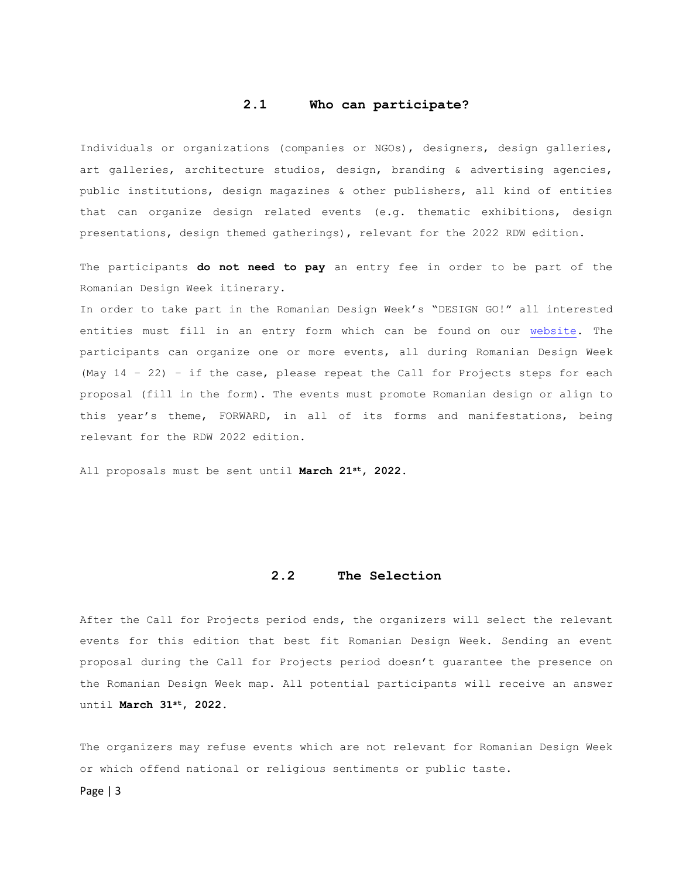## 2.1 Who can participate?

Individuals or organizations (companies or NGOs), designers, design galleries, art galleries, architecture studios, design, branding & advertising agencies, public institutions, design magazines & other publishers, all kind of entities that can organize design related events (e.g. thematic exhibitions, design presentations, design themed gatherings), relevant for the 2022 RDW edition.

The participants **do not need to pay** an entry fee in order to be part of the Romanian Design Week itinerary.

In order to take part in the Romanian Design Week's "DESIGN GO!" all interested entities must fill in an entry form which can be found on our website. The participants can organize one or more events, all during Romanian Design Week (May 14 – 22) – if the case, please repeat the Call for Projects steps for each proposal (fill in the form). The events must promote Romanian design or align to this year's theme, FORWARD, in all of its forms and manifestations, being relevant for the RDW 2022 edition.

All proposals must be sent until **March 21st, 2022.**

## 2.2 The Selection

After the Call for Projects period ends, the organizers will select the relevant events for this edition that best fit Romanian Design Week. Sending an event proposal during the Call for Projects period doesn't guarantee the presence on the Romanian Design Week map. All potential participants will receive an answer until **March 31st, 2022.**

The organizers may refuse events which are not relevant for Romanian Design Week or which offend national or religious sentiments or public taste.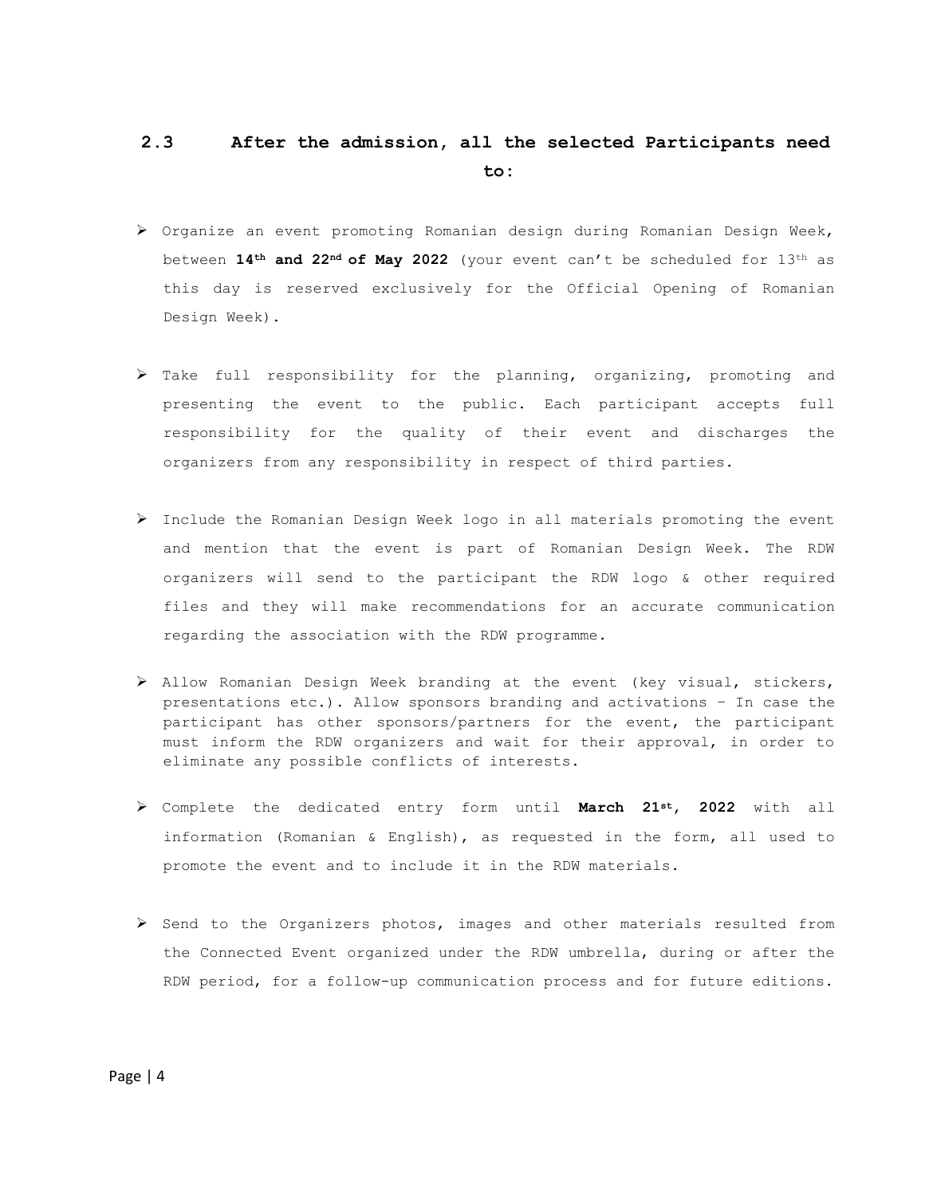## 2.3 After the admission, all the selected Participants need to:

- Organize an event promoting Romanian design during Romanian Design Week, between **14th and 22nd of May 2022** (your event can't be scheduled for 13th as this day is reserved exclusively for the Official Opening of Romanian Design Week).

- Take full responsibility for the planning, organizing, promoting and presenting the event to the public. Each participant accepts full responsibility for the quality of their event and discharges the organizers from any responsibility in respect of third parties.

- Include the Romanian Design Week logo in all materials promoting the event and mention that the event is part of Romanian Design Week. The RDW organizers will send to the participant the RDW logo & other required files and they will make recommendations for an accurate communication regarding the association with the RDW programme.

- Allow Romanian Design Week branding at the event (key visual, stickers, presentations etc.). Allow sponsors branding and activations – In case the participant has other sponsors/partners for the event, the participant must inform the RDW organizers and wait for their approval, in order to eliminate any possible conflicts of interests.

- Complete the dedicated entry form until **March 21st, 2022** with all information (Romanian & English), as requested in the form, all used to promote the event and to include it in the RDW materials.

- Send to the Organizers photos, images and other materials resulted from the Connected Event organized under the RDW umbrella, during or after the RDW period, for a follow-up communication process and for future editions.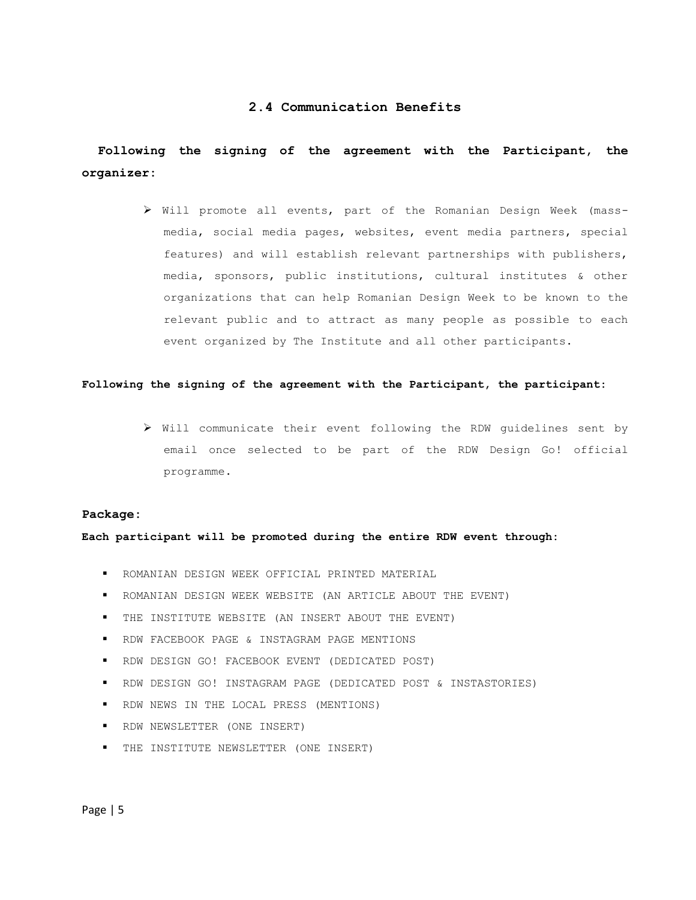## 2.4 Communication Benefits

**Following the signing of the agreement with the Participant, the organizer:**

- Will promote all events, part of the Romanian Design Week (mass-media, social media pages, websites, event media partners, special features) and will establish relevant partnerships with publishers, media, sponsors, public institutions, cultural institutes & other organizations that can help Romanian Design Week to be known to the relevant public and to attract as many people as possible to each event organized by The Institute and all other participants.

**Following the signing of the agreement with the Participant, the participant:**

- Will communicate their event following the RDW guidelines sent by email once selected to be part of the RDW Design Go! official programme.

**Package:**

**Each participant will be promoted during the entire RDW event through:**

- ROMANIAN DESIGN WEEK OFFICIAL PRINTED MATERIAL
- ROMANIAN DESIGN WEEK WEBSITE (AN ARTICLE ABOUT THE EVENT)
- THE INSTITUTE WEBSITE (AN INSERT ABOUT THE EVENT)
- RDW FACEBOOK PAGE & INSTAGRAM PAGE MENTIONS
- RDW DESIGN GO! FACEBOOK EVENT (DEDICATED POST)
- RDW DESIGN GO! INSTAGRAM PAGE (DEDICATED POST & INSTASTORIES)
- RDW NEWS IN THE LOCAL PRESS (MENTIONS)
- RDW NEWSLETTER (ONE INSERT)
- THE INSTITUTE NEWSLETTER (ONE INSERT)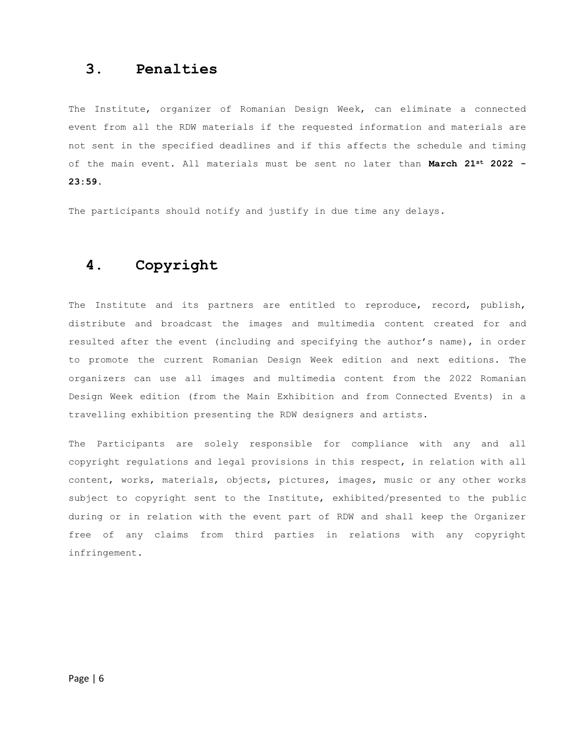## 3. Penalties

The Institute, organizer of Romanian Design Week, can eliminate a connected event from all the RDW materials if the requested information and materials are not sent in the specified deadlines and if this affects the schedule and timing of the main event. All materials must be sent no later than **March 21st 2022 - 23:59.**

The participants should notify and justify in due time any delays.

## 4. Copyright

The Institute and its partners are entitled to reproduce, record, publish, distribute and broadcast the images and multimedia content created for and resulted after the event (including and specifying the author's name), in order to promote the current Romanian Design Week edition and next editions. The organizers can use all images and multimedia content from the 2022 Romanian Design Week edition (from the Main Exhibition and from Connected Events) in a travelling exhibition presenting the RDW designers and artists.

The Participants are solely responsible for compliance with any and all copyright regulations and legal provisions in this respect, in relation with all content, works, materials, objects, pictures, images, music or any other works subject to copyright sent to the Institute, exhibited/presented to the public during or in relation with the event part of RDW and shall keep the Organizer free of any claims from third parties in relations with any copyright infringement.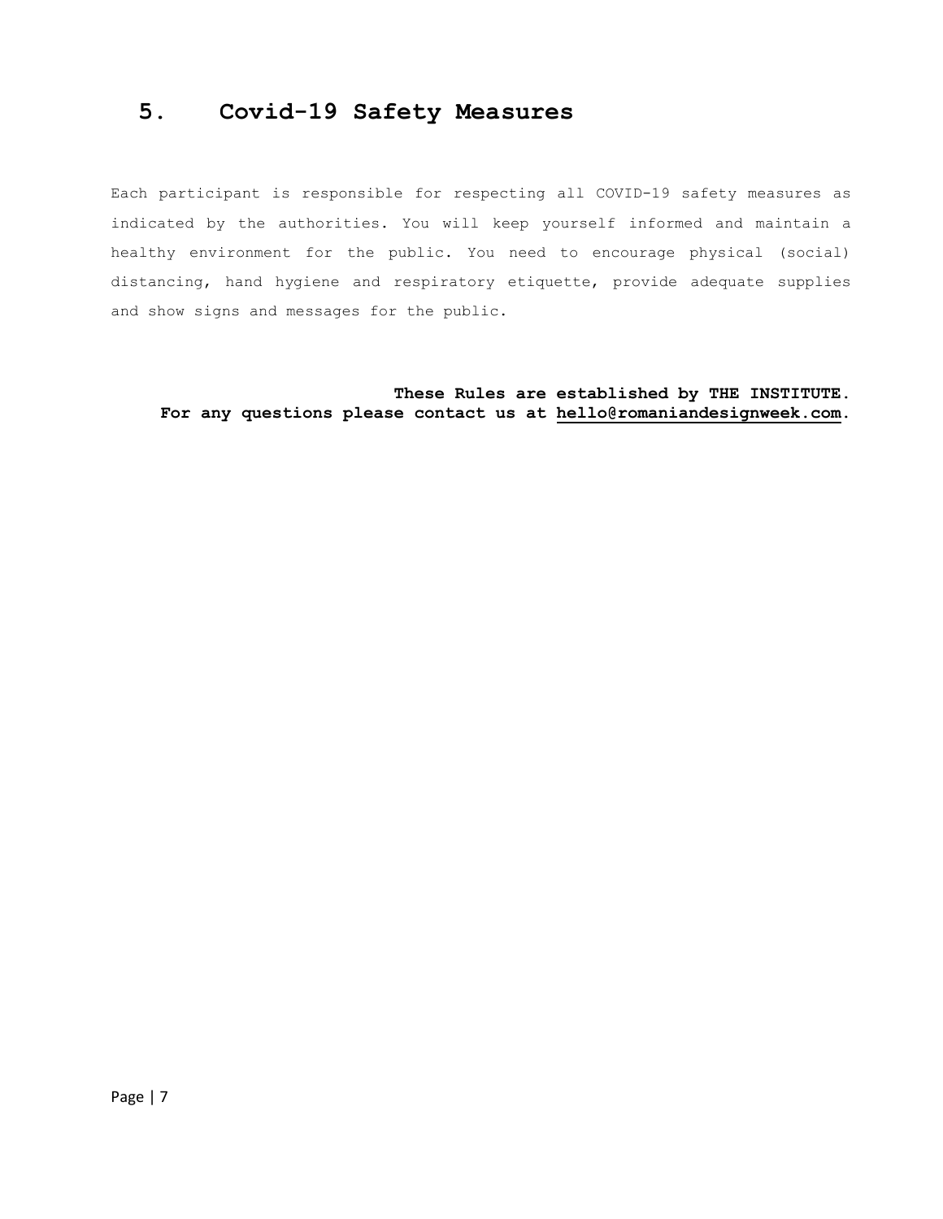## 5. Covid-19 Safety Measures

Each participant is responsible for respecting all COVID-19 safety measures as indicated by the authorities. You will keep yourself informed and maintain a healthy environment for the public. You need to encourage physical (social) distancing, hand hygiene and respiratory etiquette, provide adequate supplies and show signs and messages for the public.

**These Rules are established by THE INSTITUTE.**
**For any questions please contact us at hello@romaniandesignweek.com.**